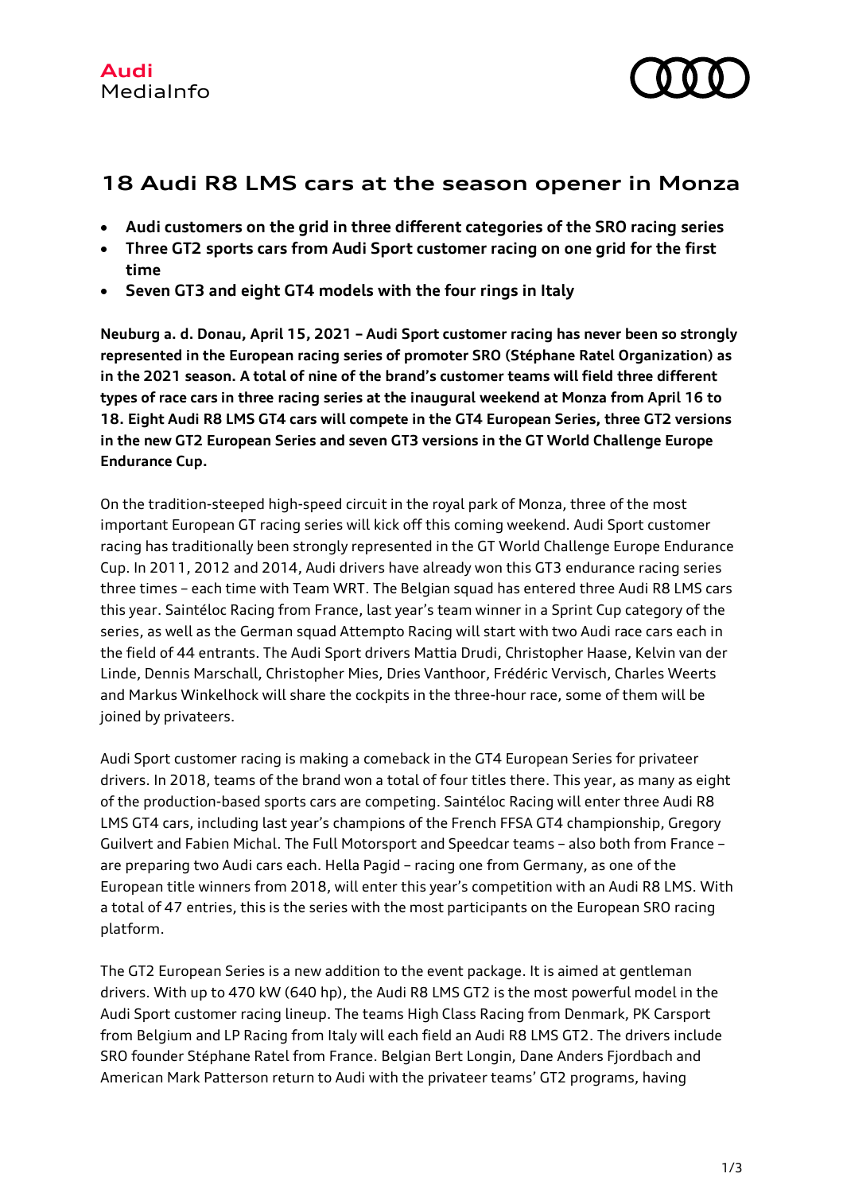# 18 Audi R8 LMS cars at the season opener in Monza

- **Audi customers on the grid in three different categories of the SRO racing series**
- **Three GT2 sports cars from Audi Sport customer racing on one grid for the first time**
- **Seven GT3 and eight GT4 models with the four rings in Italy**

**Neuburg a. d. Donau, April 15, 2021 – Audi Sport customer racing has never been so strongly represented in the European racing series of promoter SRO (Stéphane Ratel Organization) as in the 2021 season. A total of nine of the brand's customer teams will field three different types of race cars in three racing series at the inaugural weekend at Monza from April 16 to 18. Eight Audi R8 LMS GT4 cars will compete in the GT4 European Series, three GT2 versions in the new GT2 European Series and seven GT3 versions in the GT World Challenge Europe Endurance Cup.**

On the tradition-steeped high-speed circuit in the royal park of Monza, three of the most important European GT racing series will kick off this coming weekend. Audi Sport customer racing has traditionally been strongly represented in the GT World Challenge Europe Endurance Cup. In 2011, 2012 and 2014, Audi drivers have already won this GT3 endurance racing series three times – each time with Team WRT. The Belgian squad has entered three Audi R8 LMS cars this year. Saintéloc Racing from France, last year's team winner in a Sprint Cup category of the series, as well as the German squad Attempto Racing will start with two Audi race cars each in the field of 44 entrants. The Audi Sport drivers Mattia Drudi, Christopher Haase, Kelvin van der Linde, Dennis Marschall, Christopher Mies, Dries Vanthoor, Frédéric Vervisch, Charles Weerts and Markus Winkelhock will share the cockpits in the three-hour race, some of them will be joined by privateers.

Audi Sport customer racing is making a comeback in the GT4 European Series for privateer drivers. In 2018, teams of the brand won a total of four titles there. This year, as many as eight of the production-based sports cars are competing. Saintéloc Racing will enter three Audi R8 LMS GT4 cars, including last year's champions of the French FFSA GT4 championship, Gregory Guilvert and Fabien Michal. The Full Motorsport and Speedcar teams – also both from France – are preparing two Audi cars each. Hella Pagid – racing one from Germany, as one of the European title winners from 2018, will enter this year's competition with an Audi R8 LMS. With a total of 47 entries, this is the series with the most participants on the European SRO racing platform.

The GT2 European Series is a new addition to the event package. It is aimed at gentleman drivers. With up to 470 kW (640 hp), the Audi R8 LMS GT2 is the most powerful model in the Audi Sport customer racing lineup. The teams High Class Racing from Denmark, PK Carsport from Belgium and LP Racing from Italy will each field an Audi R8 LMS GT2. The drivers include SRO founder Stéphane Ratel from France. Belgian Bert Longin, Dane Anders Fjordbach and American Mark Patterson return to Audi with the privateer teams' GT2 programs, having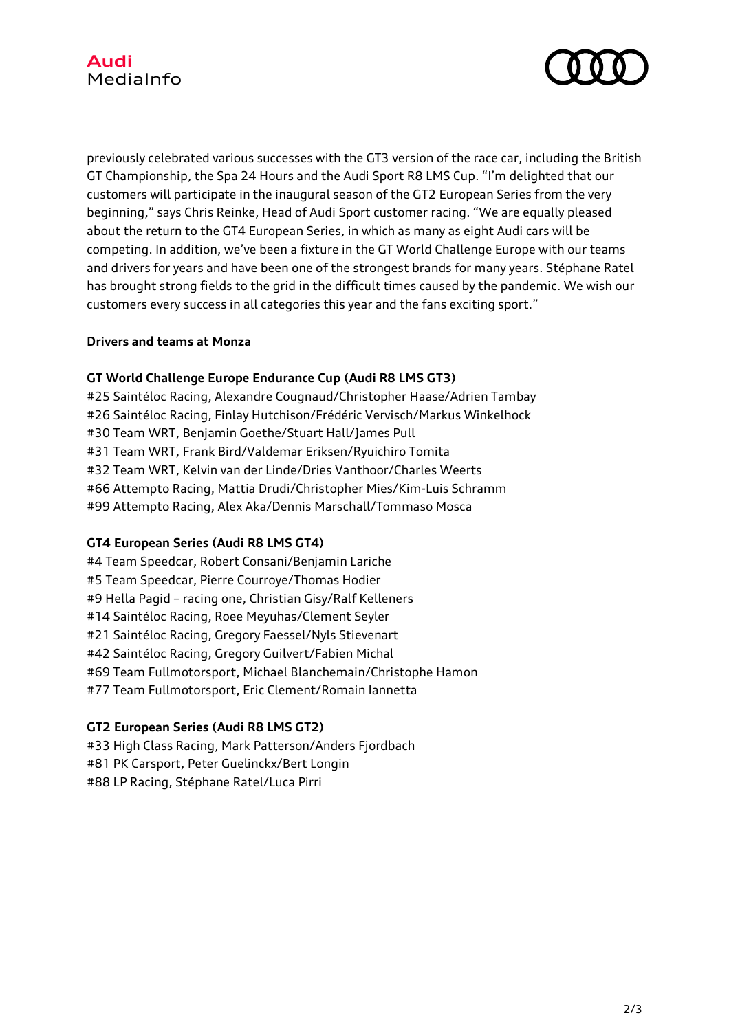previously celebrated various successes with the GT3 version of the race car, including the British GT Championship, the Spa 24 Hours and the Audi Sport R8 LMS Cup. “I’m delighted that our customers will participate in the inaugural season of the GT2 European Series from the very beginning,” says Chris Reinke, Head of Audi Sport customer racing. “We are equally pleased about the return to the GT4 European Series, in which as many as eight Audi cars will be competing. In addition, we’ve been a fixture in the GT World Challenge Europe with our teams and drivers for years and have been one of the strongest brands for many years. Stéphane Ratel has brought strong fields to the grid in the difficult times caused by the pandemic. We wish our customers every success in all categories this year and the fans exciting sport.”

**Drivers and teams at Monza**

**GT World Challenge Europe Endurance Cup (Audi R8 LMS GT3)**

#25 Saintéloc Racing, Alexandre Cougnaud/Christopher Haase/Adrien Tambay
#26 Saintéloc Racing, Finlay Hutchison/Frédéric Vervisch/Markus Winkelhock
#30 Team WRT, Benjamin Goethe/Stuart Hall/James Pull
#31 Team WRT, Frank Bird/Valdemar Eriksen/Ryuichiro Tomita
#32 Team WRT, Kelvin van der Linde/Dries Vanthoor/Charles Weerts
#66 Attempto Racing, Mattia Drudi/Christopher Mies/Kim-Luis Schramm
#99 Attempto Racing, Alex Aka/Dennis Marschall/Tommaso Mosca

**GT4 European Series (Audi R8 LMS GT4)**

#4 Team Speedcar, Robert Consani/Benjamin Lariche
#5 Team Speedcar, Pierre Courroye/Thomas Hodier
#9 Hella Pagid – racing one, Christian Gisy/Ralf Kelleners
#14 Saintéloc Racing, Roee Meyuhas/Clement Seyler
#21 Saintéloc Racing, Gregory Faessel/Nyls Stievenart
#42 Saintéloc Racing, Gregory Guilvert/Fabien Michal
#69 Team Fullmotorsport, Michael Blanchemain/Christophe Hamon
#77 Team Fullmotorsport, Eric Clement/Romain Iannetta

**GT2 European Series (Audi R8 LMS GT2)**

#33 High Class Racing, Mark Patterson/Anders Fjordbach
#81 PK Carsport, Peter Guelinckx/Bert Longin
#88 LP Racing, Stéphane Ratel/Luca Pirri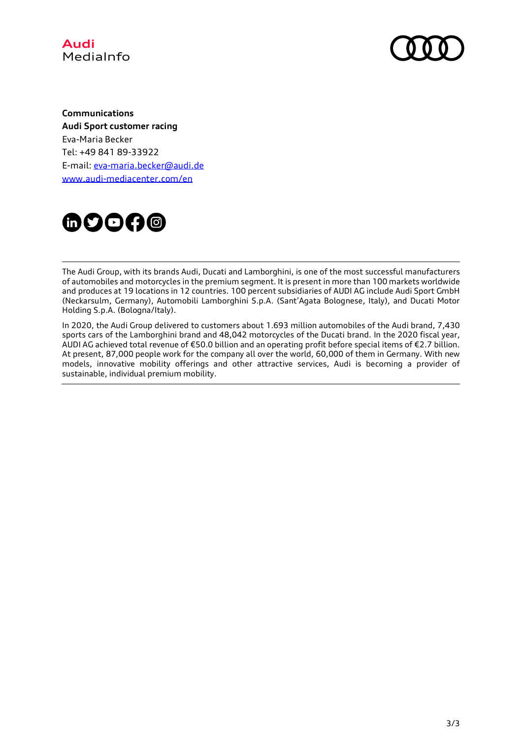**Communications**
**Audi Sport customer racing**
Eva-Maria Becker
Tel: +49 841 89-33922
E-mail: eva-maria.becker@audi.de
www.audi-mediacenter.com/en

---

The Audi Group, with its brands Audi, Ducati and Lamborghini, is one of the most successful manufacturers of automobiles and motorcycles in the premium segment. It is present in more than 100 markets worldwide and produces at 19 locations in 12 countries. 100 percent subsidiaries of AUDI AG include Audi Sport GmbH (Neckarsulm, Germany), Automobili Lamborghini S.p.A. (Sant'Agata Bolognese, Italy), and Ducati Motor Holding S.p.A. (Bologna/Italy).

In 2020, the Audi Group delivered to customers about 1.693 million automobiles of the Audi brand, 7,430 sports cars of the Lamborghini brand and 48,042 motorcycles of the Ducati brand. In the 2020 fiscal year, AUDI AG achieved total revenue of €50.0 billion and an operating profit before special items of €2.7 billion. At present, 87,000 people work for the company all over the world, 60,000 of them in Germany. With new models, innovative mobility offerings and other attractive services, Audi is becoming a provider of sustainable, individual premium mobility.

---